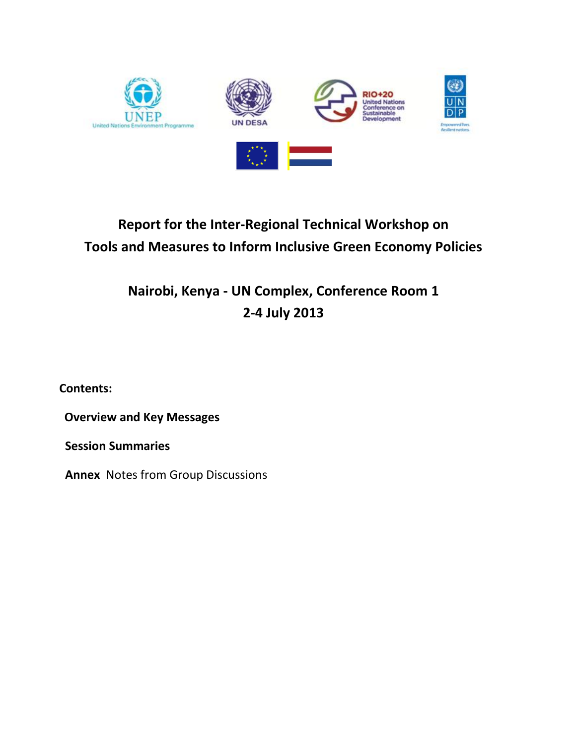# Report for the Inter-Regional Technical Workshop on Tools and Measures to Inform Inclusive Green Economy Policies

## Nairobi, Kenya - UN Complex, Conference Room 1
## 2-4 July 2013

**Contents:**

**Overview and Key Messages**

**Session Summaries**

**Annex** Notes from Group Discussions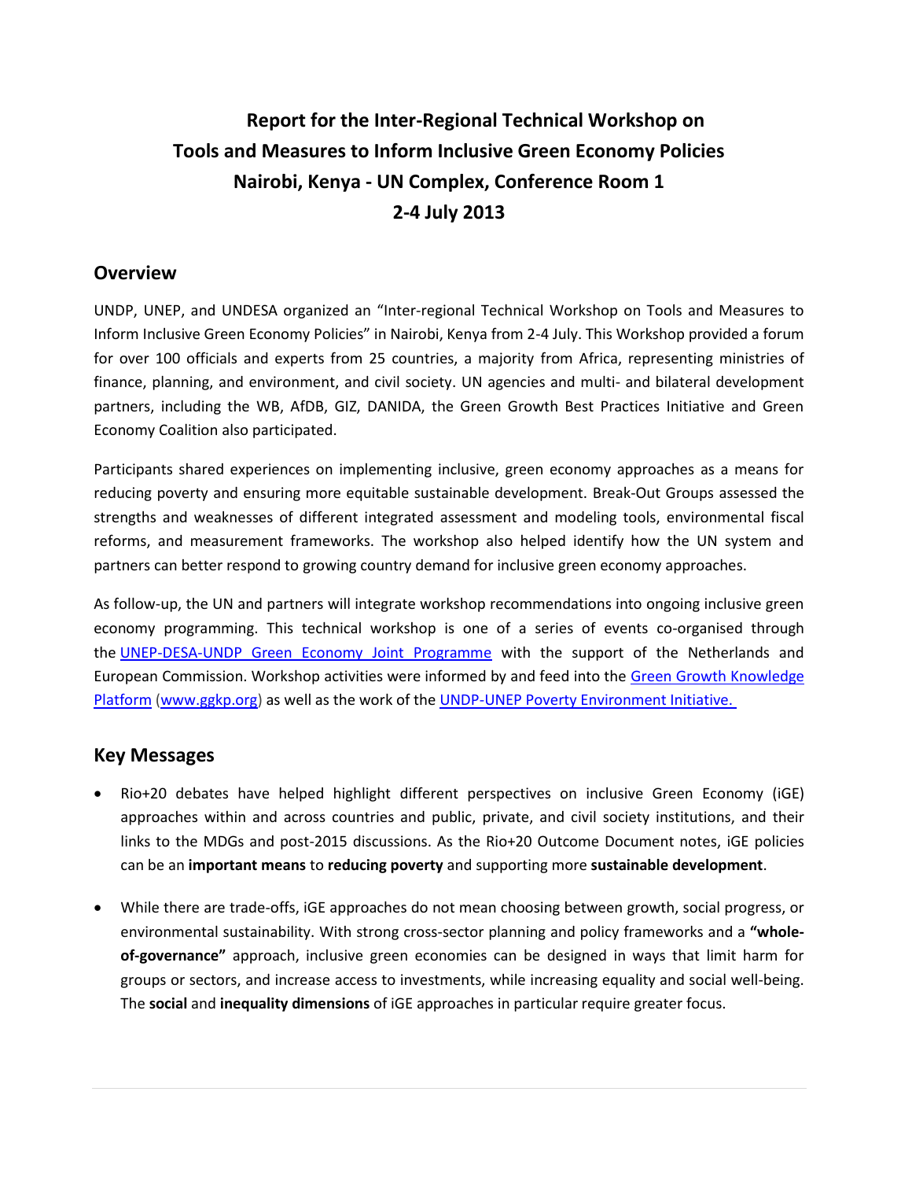# Report for the Inter-Regional Technical Workshop on Tools and Measures to Inform Inclusive Green Economy Policies Nairobi, Kenya - UN Complex, Conference Room 1 2-4 July 2013

## Overview

UNDP, UNEP, and UNDESA organized an "Inter-regional Technical Workshop on Tools and Measures to Inform Inclusive Green Economy Policies" in Nairobi, Kenya from 2-4 July. This Workshop provided a forum for over 100 officials and experts from 25 countries, a majority from Africa, representing ministries of finance, planning, and environment, and civil society. UN agencies and multi- and bilateral development partners, including the WB, AfDB, GIZ, DANIDA, the Green Growth Best Practices Initiative and Green Economy Coalition also participated.

Participants shared experiences on implementing inclusive, green economy approaches as a means for reducing poverty and ensuring more equitable sustainable development. Break-Out Groups assessed the strengths and weaknesses of different integrated assessment and modeling tools, environmental fiscal reforms, and measurement frameworks. The workshop also helped identify how the UN system and partners can better respond to growing country demand for inclusive green economy approaches.

As follow-up, the UN and partners will integrate workshop recommendations into ongoing inclusive green economy programming. This technical workshop is one of a series of events co-organised through the UNEP-DESA-UNDP Green Economy Joint Programme with the support of the Netherlands and European Commission. Workshop activities were informed by and feed into the Green Growth Knowledge Platform (www.ggkp.org) as well as the work of the UNDP-UNEP Poverty Environment Initiative.

## Key Messages

- Rio+20 debates have helped highlight different perspectives on inclusive Green Economy (iGE) approaches within and across countries and public, private, and civil society institutions, and their links to the MDGs and post-2015 discussions. As the Rio+20 Outcome Document notes, iGE policies can be an **important means** to **reducing poverty** and supporting more **sustainable development**.

- While there are trade-offs, iGE approaches do not mean choosing between growth, social progress, or environmental sustainability. With strong cross-sector planning and policy frameworks and a **"whole-of-governance"** approach, inclusive green economies can be designed in ways that limit harm for groups or sectors, and increase access to investments, while increasing equality and social well-being. The **social** and **inequality dimensions** of iGE approaches in particular require greater focus.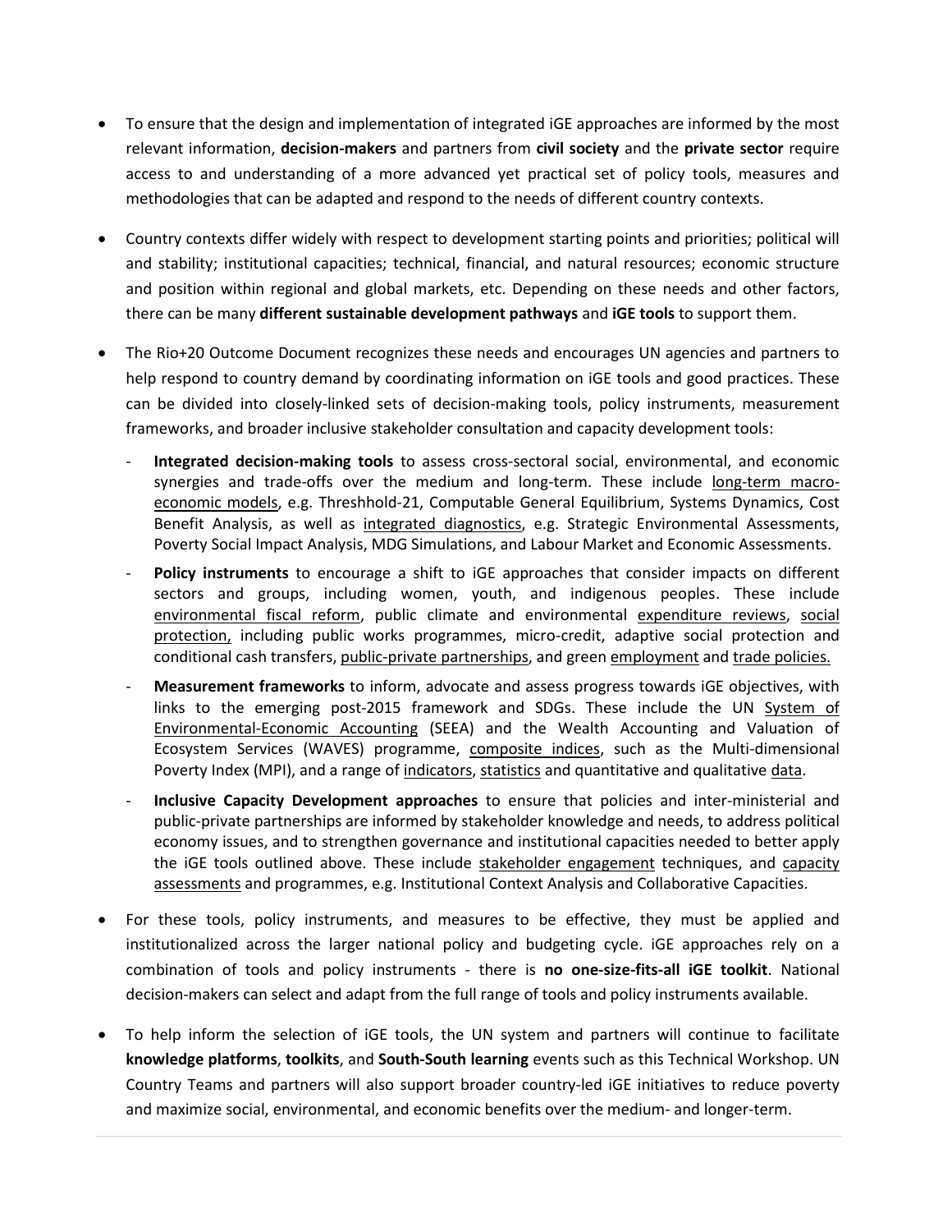- To ensure that the design and implementation of integrated iGE approaches are informed by the most relevant information, **decision-makers** and partners from **civil society** and the **private sector** require access to and understanding of a more advanced yet practical set of policy tools, measures and methodologies that can be adapted and respond to the needs of different country contexts.

- Country contexts differ widely with respect to development starting points and priorities; political will and stability; institutional capacities; technical, financial, and natural resources; economic structure and position within regional and global markets, etc. Depending on these needs and other factors, there can be many **different sustainable development pathways** and **iGE tools** to support them.

- The Rio+20 Outcome Document recognizes these needs and encourages UN agencies and partners to help respond to country demand by coordinating information on iGE tools and good practices. These can be divided into closely-linked sets of decision-making tools, policy instruments, measurement frameworks, and broader inclusive stakeholder consultation and capacity development tools:
    - **Integrated decision-making tools** to assess cross-sectoral social, environmental, and economic synergies and trade-offs over the medium and long-term. These include long-term macro-economic models, e.g. Threshhold-21, Computable General Equilibrium, Systems Dynamics, Cost Benefit Analysis, as well as integrated diagnostics, e.g. Strategic Environmental Assessments, Poverty Social Impact Analysis, MDG Simulations, and Labour Market and Economic Assessments.
    - **Policy instruments** to encourage a shift to iGE approaches that consider impacts on different sectors and groups, including women, youth, and indigenous peoples. These include environmental fiscal reform, public climate and environmental expenditure reviews, social protection, including public works programmes, micro-credit, adaptive social protection and conditional cash transfers, public-private partnerships, and green employment and trade policies.
    - **Measurement frameworks** to inform, advocate and assess progress towards iGE objectives, with links to the emerging post-2015 framework and SDGs. These include the UN System of Environmental-Economic Accounting (SEEA) and the Wealth Accounting and Valuation of Ecosystem Services (WAVES) programme, composite indices, such as the Multi-dimensional Poverty Index (MPI), and a range of indicators, statistics and quantitative and qualitative data.
    - **Inclusive Capacity Development approaches** to ensure that policies and inter-ministerial and public-private partnerships are informed by stakeholder knowledge and needs, to address political economy issues, and to strengthen governance and institutional capacities needed to better apply the iGE tools outlined above. These include stakeholder engagement techniques, and capacity assessments and programmes, e.g. Institutional Context Analysis and Collaborative Capacities.

- For these tools, policy instruments, and measures to be effective, they must be applied and institutionalized across the larger national policy and budgeting cycle. iGE approaches rely on a combination of tools and policy instruments - there is **no one-size-fits-all iGE toolkit**. National decision-makers can select and adapt from the full range of tools and policy instruments available.

- To help inform the selection of iGE tools, the UN system and partners will continue to facilitate **knowledge platforms**, **toolkits**, and **South-South learning** events such as this Technical Workshop. UN Country Teams and partners will also support broader country-led iGE initiatives to reduce poverty and maximize social, environmental, and economic benefits over the medium- and longer-term.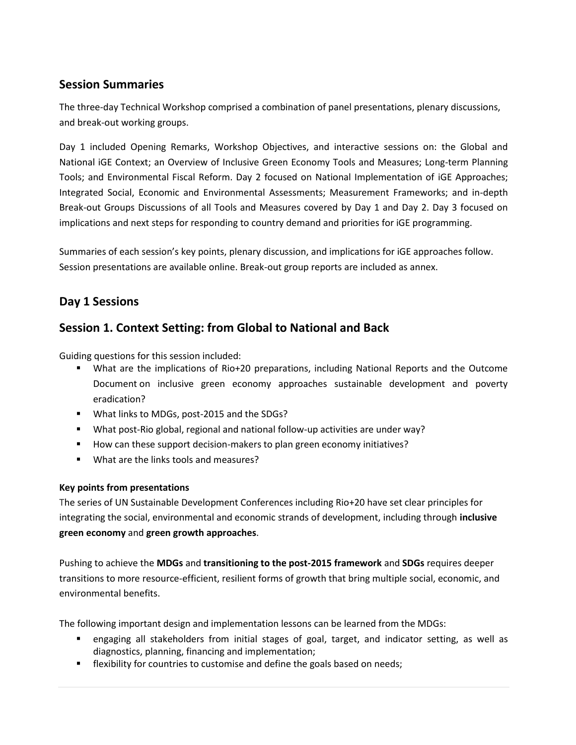## Session Summaries

The three-day Technical Workshop comprised a combination of panel presentations, plenary discussions, and break-out working groups.

Day 1 included Opening Remarks, Workshop Objectives, and interactive sessions on: the Global and National iGE Context; an Overview of Inclusive Green Economy Tools and Measures; Long-term Planning Tools; and Environmental Fiscal Reform. Day 2 focused on National Implementation of iGE Approaches; Integrated Social, Economic and Environmental Assessments; Measurement Frameworks; and in-depth Break-out Groups Discussions of all Tools and Measures covered by Day 1 and Day 2. Day 3 focused on implications and next steps for responding to country demand and priorities for iGE programming.

Summaries of each session's key points, plenary discussion, and implications for iGE approaches follow. Session presentations are available online. Break-out group reports are included as annex.

## Day 1 Sessions

## Session 1. Context Setting: from Global to National and Back

Guiding questions for this session included:

- What are the implications of Rio+20 preparations, including National Reports and the Outcome Document on inclusive green economy approaches sustainable development and poverty eradication?
- What links to MDGs, post-2015 and the SDGs?
- What post-Rio global, regional and national follow-up activities are under way?
- How can these support decision-makers to plan green economy initiatives?
- What are the links tools and measures?

**Key points from presentations**

The series of UN Sustainable Development Conferences including Rio+20 have set clear principles for integrating the social, environmental and economic strands of development, including through **inclusive green economy** and **green growth approaches**.

Pushing to achieve the **MDGs** and **transitioning to the post-2015 framework** and **SDGs** requires deeper transitions to more resource-efficient, resilient forms of growth that bring multiple social, economic, and environmental benefits.

The following important design and implementation lessons can be learned from the MDGs:

- engaging all stakeholders from initial stages of goal, target, and indicator setting, as well as diagnostics, planning, financing and implementation;
- flexibility for countries to customise and define the goals based on needs;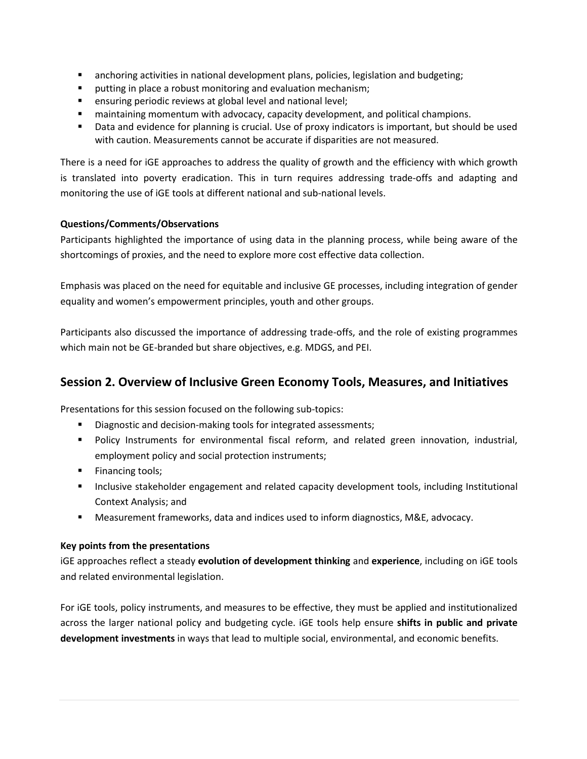- anchoring activities in national development plans, policies, legislation and budgeting;
- putting in place a robust monitoring and evaluation mechanism;
- ensuring periodic reviews at global level and national level;
- maintaining momentum with advocacy, capacity development, and political champions.
- Data and evidence for planning is crucial. Use of proxy indicators is important, but should be used with caution. Measurements cannot be accurate if disparities are not measured.

There is a need for iGE approaches to address the quality of growth and the efficiency with which growth is translated into poverty eradication. This in turn requires addressing trade-offs and adapting and monitoring the use of iGE tools at different national and sub-national levels.

**Questions/Comments/Observations**

Participants highlighted the importance of using data in the planning process, while being aware of the shortcomings of proxies, and the need to explore more cost effective data collection.

Emphasis was placed on the need for equitable and inclusive GE processes, including integration of gender equality and women's empowerment principles, youth and other groups.

Participants also discussed the importance of addressing trade-offs, and the role of existing programmes which main not be GE-branded but share objectives, e.g. MDGS, and PEI.

## Session 2. Overview of Inclusive Green Economy Tools, Measures, and Initiatives

Presentations for this session focused on the following sub-topics:

- Diagnostic and decision-making tools for integrated assessments;
- Policy Instruments for environmental fiscal reform, and related green innovation, industrial, employment policy and social protection instruments;
- Financing tools;
- Inclusive stakeholder engagement and related capacity development tools, including Institutional Context Analysis; and
- Measurement frameworks, data and indices used to inform diagnostics, M&E, advocacy.

**Key points from the presentations**

iGE approaches reflect a steady **evolution of development thinking** and **experience**, including on iGE tools and related environmental legislation.

For iGE tools, policy instruments, and measures to be effective, they must be applied and institutionalized across the larger national policy and budgeting cycle. iGE tools help ensure **shifts in public and private development investments** in ways that lead to multiple social, environmental, and economic benefits.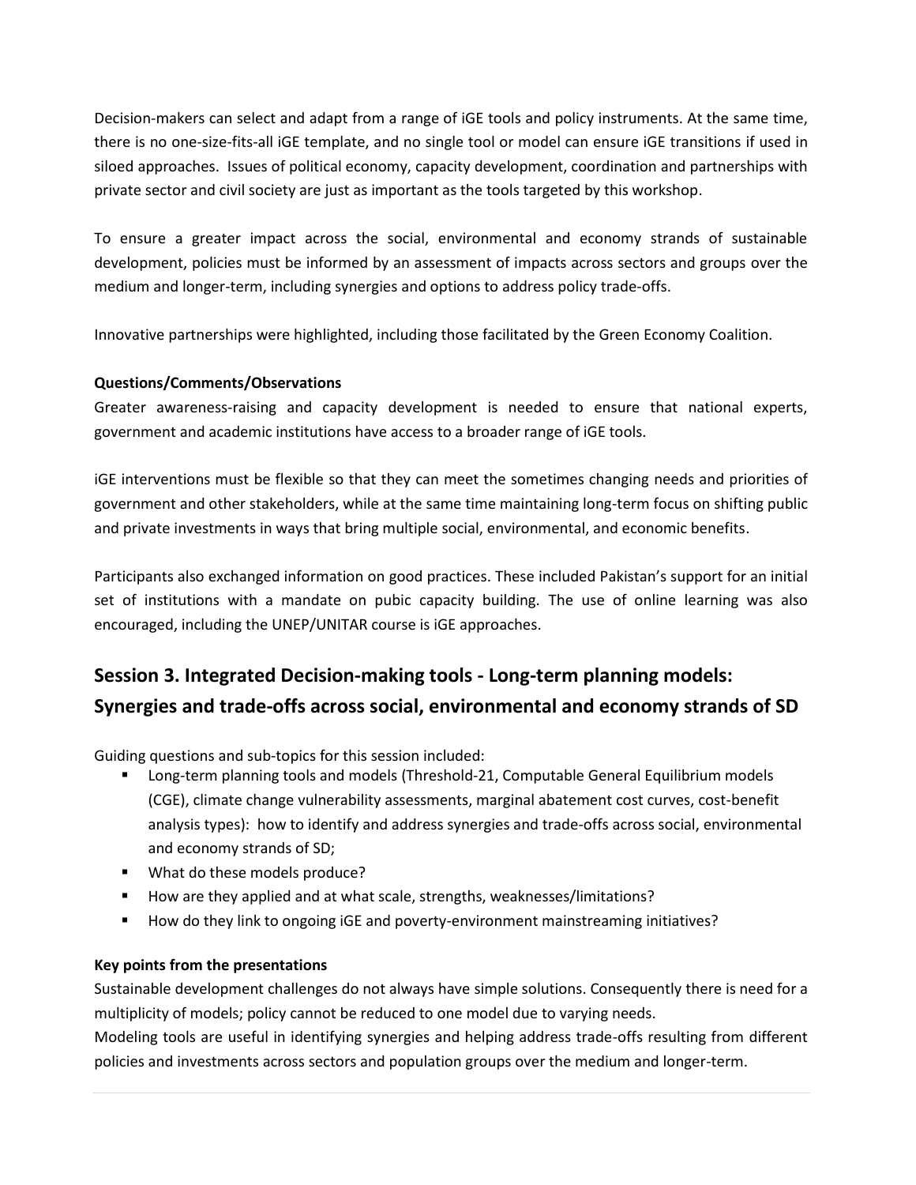Decision-makers can select and adapt from a range of iGE tools and policy instruments. At the same time, there is no one-size-fits-all iGE template, and no single tool or model can ensure iGE transitions if used in siloed approaches. Issues of political economy, capacity development, coordination and partnerships with private sector and civil society are just as important as the tools targeted by this workshop.

To ensure a greater impact across the social, environmental and economy strands of sustainable development, policies must be informed by an assessment of impacts across sectors and groups over the medium and longer-term, including synergies and options to address policy trade-offs.

Innovative partnerships were highlighted, including those facilitated by the Green Economy Coalition.

**Questions/Comments/Observations**

Greater awareness-raising and capacity development is needed to ensure that national experts, government and academic institutions have access to a broader range of iGE tools.

iGE interventions must be flexible so that they can meet the sometimes changing needs and priorities of government and other stakeholders, while at the same time maintaining long-term focus on shifting public and private investments in ways that bring multiple social, environmental, and economic benefits.

Participants also exchanged information on good practices. These included Pakistan's support for an initial set of institutions with a mandate on pubic capacity building. The use of online learning was also encouraged, including the UNEP/UNITAR course is iGE approaches.

## Session 3. Integrated Decision-making tools - Long-term planning models: Synergies and trade-offs across social, environmental and economy strands of SD

Guiding questions and sub-topics for this session included:

- Long-term planning tools and models (Threshold-21, Computable General Equilibrium models (CGE), climate change vulnerability assessments, marginal abatement cost curves, cost-benefit analysis types): how to identify and address synergies and trade-offs across social, environmental and economy strands of SD;
- What do these models produce?
- How are they applied and at what scale, strengths, weaknesses/limitations?
- How do they link to ongoing iGE and poverty-environment mainstreaming initiatives?

**Key points from the presentations**

Sustainable development challenges do not always have simple solutions. Consequently there is need for a multiplicity of models; policy cannot be reduced to one model due to varying needs.
Modeling tools are useful in identifying synergies and helping address trade-offs resulting from different policies and investments across sectors and population groups over the medium and longer-term.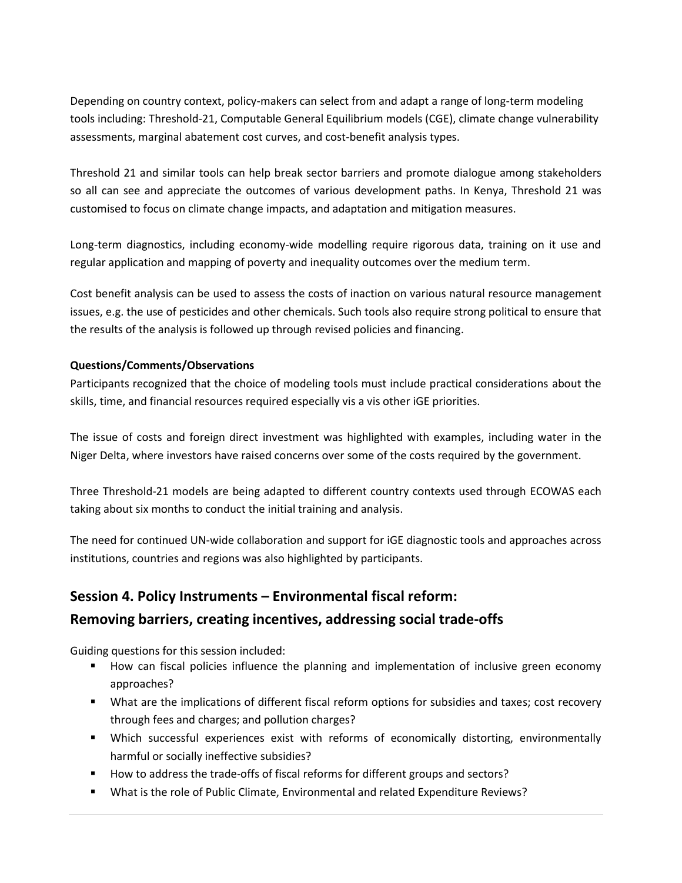Depending on country context, policy-makers can select from and adapt a range of long-term modeling tools including: Threshold-21, Computable General Equilibrium models (CGE), climate change vulnerability assessments, marginal abatement cost curves, and cost-benefit analysis types.

Threshold 21 and similar tools can help break sector barriers and promote dialogue among stakeholders so all can see and appreciate the outcomes of various development paths. In Kenya, Threshold 21 was customised to focus on climate change impacts, and adaptation and mitigation measures.

Long-term diagnostics, including economy-wide modelling require rigorous data, training on it use and regular application and mapping of poverty and inequality outcomes over the medium term.

Cost benefit analysis can be used to assess the costs of inaction on various natural resource management issues, e.g. the use of pesticides and other chemicals. Such tools also require strong political to ensure that the results of the analysis is followed up through revised policies and financing.

**Questions/Comments/Observations**

Participants recognized that the choice of modeling tools must include practical considerations about the skills, time, and financial resources required especially vis a vis other iGE priorities.

The issue of costs and foreign direct investment was highlighted with examples, including water in the Niger Delta, where investors have raised concerns over some of the costs required by the government.

Three Threshold-21 models are being adapted to different country contexts used through ECOWAS each taking about six months to conduct the initial training and analysis.

The need for continued UN-wide collaboration and support for iGE diagnostic tools and approaches across institutions, countries and regions was also highlighted by participants.

## Session 4. Policy Instruments – Environmental fiscal reform: Removing barriers, creating incentives, addressing social trade-offs

Guiding questions for this session included:

- How can fiscal policies influence the planning and implementation of inclusive green economy approaches?
- What are the implications of different fiscal reform options for subsidies and taxes; cost recovery through fees and charges; and pollution charges?
- Which successful experiences exist with reforms of economically distorting, environmentally harmful or socially ineffective subsidies?
- How to address the trade-offs of fiscal reforms for different groups and sectors?
- What is the role of Public Climate, Environmental and related Expenditure Reviews?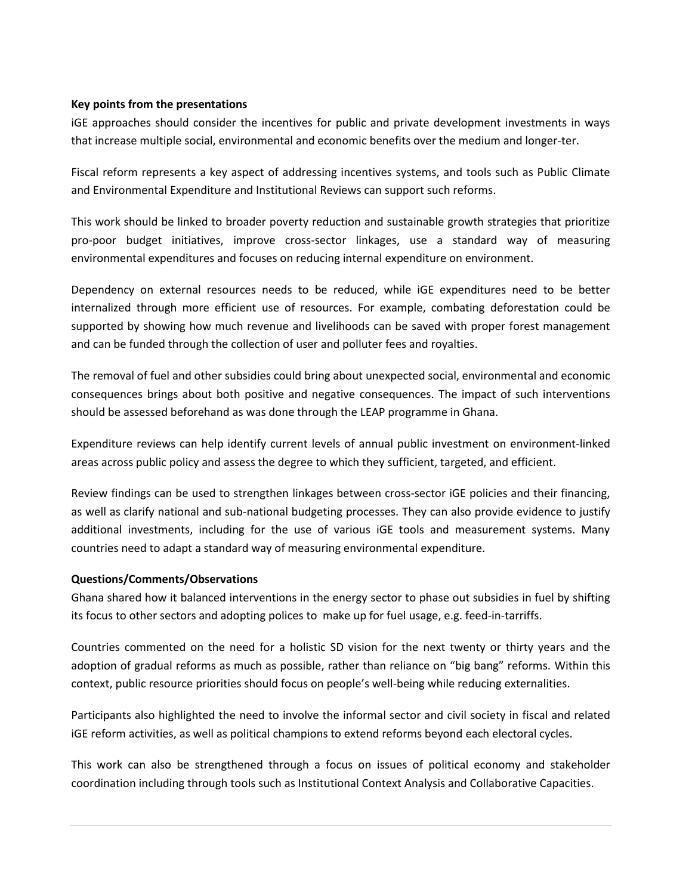**Key points from the presentations**

iGE approaches should consider the incentives for public and private development investments in ways that increase multiple social, environmental and economic benefits over the medium and longer-ter.

Fiscal reform represents a key aspect of addressing incentives systems, and tools such as Public Climate and Environmental Expenditure and Institutional Reviews can support such reforms.

This work should be linked to broader poverty reduction and sustainable growth strategies that prioritize pro-poor budget initiatives, improve cross-sector linkages, use a standard way of measuring environmental expenditures and focuses on reducing internal expenditure on environment.

Dependency on external resources needs to be reduced, while iGE expenditures need to be better internalized through more efficient use of resources. For example, combating deforestation could be supported by showing how much revenue and livelihoods can be saved with proper forest management and can be funded through the collection of user and polluter fees and royalties.

The removal of fuel and other subsidies could bring about unexpected social, environmental and economic consequences brings about both positive and negative consequences. The impact of such interventions should be assessed beforehand as was done through the LEAP programme in Ghana.

Expenditure reviews can help identify current levels of annual public investment on environment-linked areas across public policy and assess the degree to which they sufficient, targeted, and efficient.

Review findings can be used to strengthen linkages between cross-sector iGE policies and their financing, as well as clarify national and sub-national budgeting processes. They can also provide evidence to justify additional investments, including for the use of various iGE tools and measurement systems. Many countries need to adapt a standard way of measuring environmental expenditure.

**Questions/Comments/Observations**

Ghana shared how it balanced interventions in the energy sector to phase out subsidies in fuel by shifting its focus to other sectors and adopting polices to make up for fuel usage, e.g. feed-in-tarriffs.

Countries commented on the need for a holistic SD vision for the next twenty or thirty years and the adoption of gradual reforms as much as possible, rather than reliance on "big bang" reforms. Within this context, public resource priorities should focus on people's well-being while reducing externalities.

Participants also highlighted the need to involve the informal sector and civil society in fiscal and related iGE reform activities, as well as political champions to extend reforms beyond each electoral cycles.

This work can also be strengthened through a focus on issues of political economy and stakeholder coordination including through tools such as Institutional Context Analysis and Collaborative Capacities.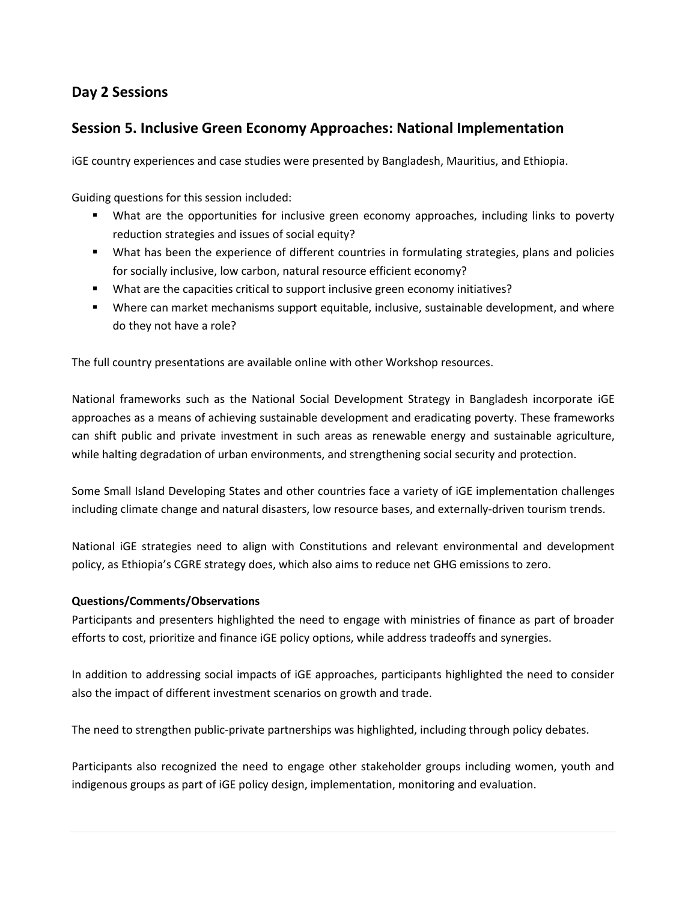## Day 2 Sessions

## Session 5. Inclusive Green Economy Approaches: National Implementation

iGE country experiences and case studies were presented by Bangladesh, Mauritius, and Ethiopia.

Guiding questions for this session included:

- What are the opportunities for inclusive green economy approaches, including links to poverty reduction strategies and issues of social equity?
- What has been the experience of different countries in formulating strategies, plans and policies for socially inclusive, low carbon, natural resource efficient economy?
- What are the capacities critical to support inclusive green economy initiatives?
- Where can market mechanisms support equitable, inclusive, sustainable development, and where do they not have a role?

The full country presentations are available online with other Workshop resources.

National frameworks such as the National Social Development Strategy in Bangladesh incorporate iGE approaches as a means of achieving sustainable development and eradicating poverty. These frameworks can shift public and private investment in such areas as renewable energy and sustainable agriculture, while halting degradation of urban environments, and strengthening social security and protection.

Some Small Island Developing States and other countries face a variety of iGE implementation challenges including climate change and natural disasters, low resource bases, and externally-driven tourism trends.

National iGE strategies need to align with Constitutions and relevant environmental and development policy, as Ethiopia's CGRE strategy does, which also aims to reduce net GHG emissions to zero.

**Questions/Comments/Observations**

Participants and presenters highlighted the need to engage with ministries of finance as part of broader efforts to cost, prioritize and finance iGE policy options, while address tradeoffs and synergies.

In addition to addressing social impacts of iGE approaches, participants highlighted the need to consider also the impact of different investment scenarios on growth and trade.

The need to strengthen public-private partnerships was highlighted, including through policy debates.

Participants also recognized the need to engage other stakeholder groups including women, youth and indigenous groups as part of iGE policy design, implementation, monitoring and evaluation.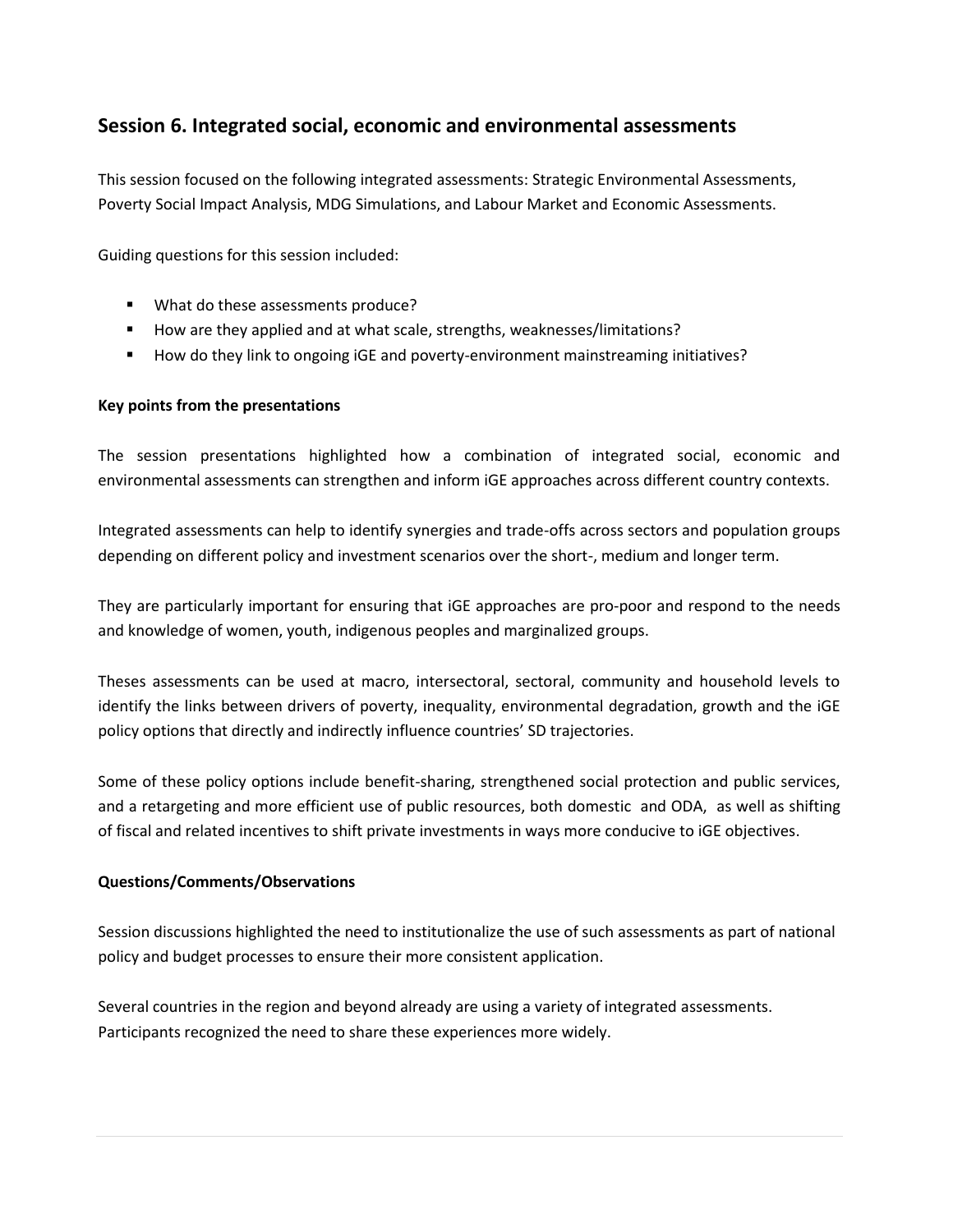## Session 6. Integrated social, economic and environmental assessments

This session focused on the following integrated assessments: Strategic Environmental Assessments, Poverty Social Impact Analysis, MDG Simulations, and Labour Market and Economic Assessments.

Guiding questions for this session included:

- What do these assessments produce?
- How are they applied and at what scale, strengths, weaknesses/limitations?
- How do they link to ongoing iGE and poverty-environment mainstreaming initiatives?

**Key points from the presentations**

The session presentations highlighted how a combination of integrated social, economic and environmental assessments can strengthen and inform iGE approaches across different country contexts.

Integrated assessments can help to identify synergies and trade-offs across sectors and population groups depending on different policy and investment scenarios over the short-, medium and longer term.

They are particularly important for ensuring that iGE approaches are pro-poor and respond to the needs and knowledge of women, youth, indigenous peoples and marginalized groups.

Theses assessments can be used at macro, intersectoral, sectoral, community and household levels to identify the links between drivers of poverty, inequality, environmental degradation, growth and the iGE policy options that directly and indirectly influence countries' SD trajectories.

Some of these policy options include benefit-sharing, strengthened social protection and public services, and a retargeting and more efficient use of public resources, both domestic and ODA, as well as shifting of fiscal and related incentives to shift private investments in ways more conducive to iGE objectives.

**Questions/Comments/Observations**

Session discussions highlighted the need to institutionalize the use of such assessments as part of national policy and budget processes to ensure their more consistent application.

Several countries in the region and beyond already are using a variety of integrated assessments. Participants recognized the need to share these experiences more widely.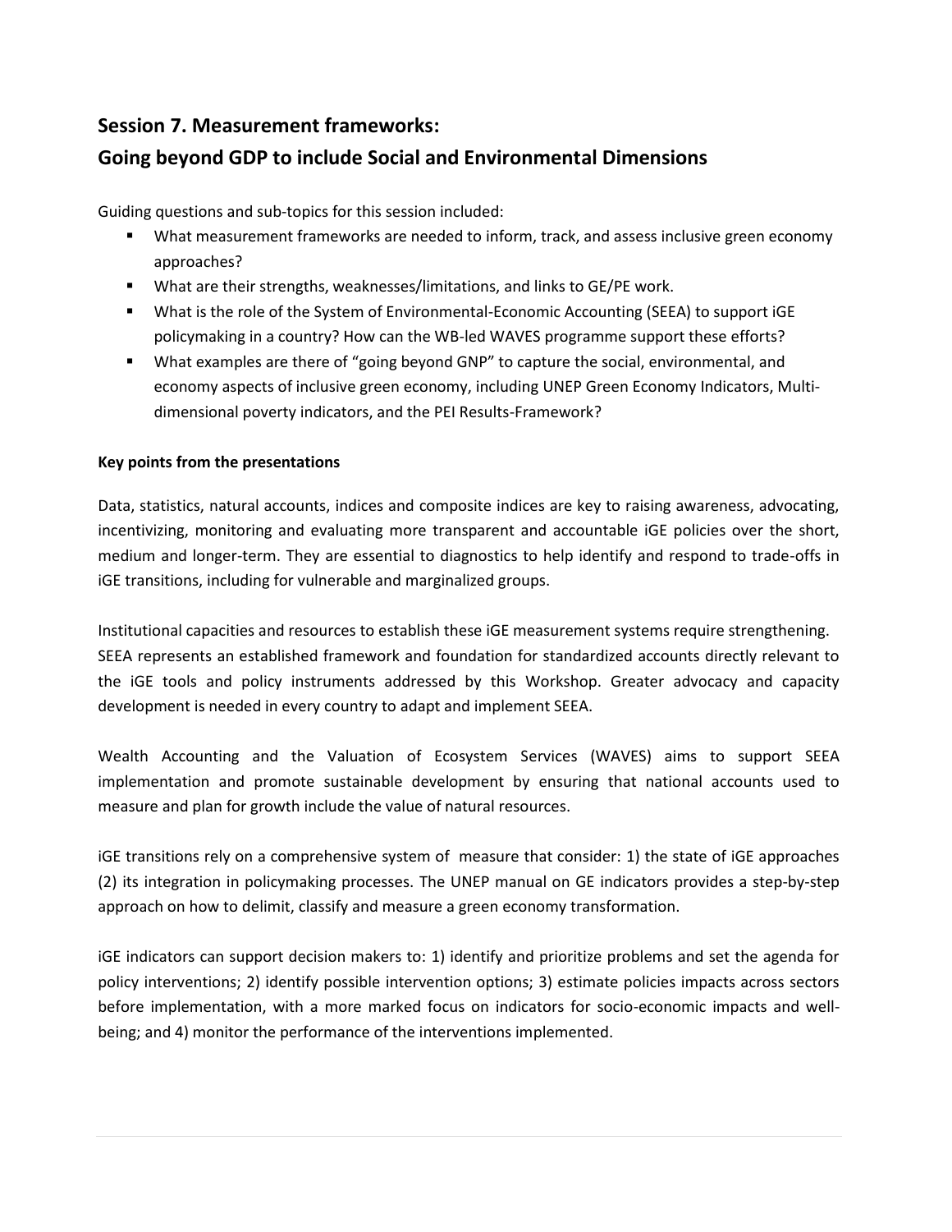## Session 7. Measurement frameworks:
## Going beyond GDP to include Social and Environmental Dimensions

Guiding questions and sub-topics for this session included:

- What measurement frameworks are needed to inform, track, and assess inclusive green economy approaches?
- What are their strengths, weaknesses/limitations, and links to GE/PE work.
- What is the role of the System of Environmental-Economic Accounting (SEEA) to support iGE policymaking in a country? How can the WB-led WAVES programme support these efforts?
- What examples are there of "going beyond GNP" to capture the social, environmental, and economy aspects of inclusive green economy, including UNEP Green Economy Indicators, Multi-dimensional poverty indicators, and the PEI Results-Framework?

**Key points from the presentations**

Data, statistics, natural accounts, indices and composite indices are key to raising awareness, advocating, incentivizing, monitoring and evaluating more transparent and accountable iGE policies over the short, medium and longer-term. They are essential to diagnostics to help identify and respond to trade-offs in iGE transitions, including for vulnerable and marginalized groups.

Institutional capacities and resources to establish these iGE measurement systems require strengthening. SEEA represents an established framework and foundation for standardized accounts directly relevant to the iGE tools and policy instruments addressed by this Workshop. Greater advocacy and capacity development is needed in every country to adapt and implement SEEA.

Wealth Accounting and the Valuation of Ecosystem Services (WAVES) aims to support SEEA implementation and promote sustainable development by ensuring that national accounts used to measure and plan for growth include the value of natural resources.

iGE transitions rely on a comprehensive system of measure that consider: 1) the state of iGE approaches (2) its integration in policymaking processes. The UNEP manual on GE indicators provides a step-by-step approach on how to delimit, classify and measure a green economy transformation.

iGE indicators can support decision makers to: 1) identify and prioritize problems and set the agenda for policy interventions; 2) identify possible intervention options; 3) estimate policies impacts across sectors before implementation, with a more marked focus on indicators for socio-economic impacts and well-being; and 4) monitor the performance of the interventions implemented.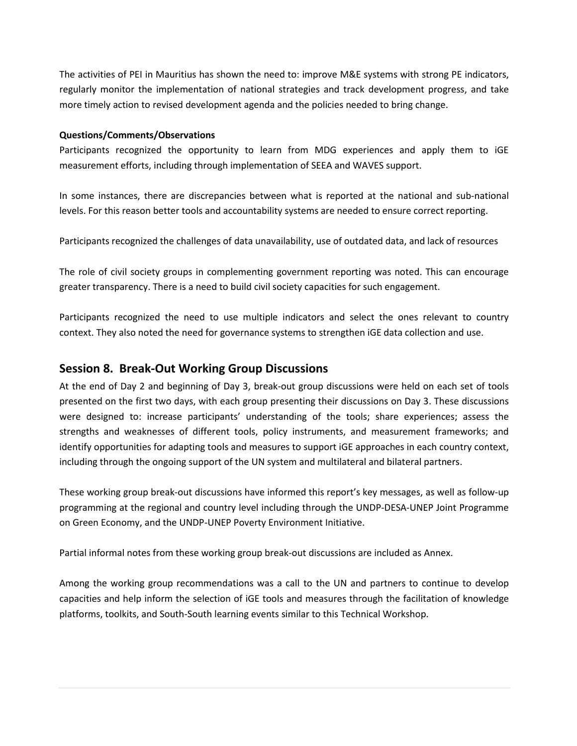The activities of PEI in Mauritius has shown the need to: improve M&E systems with strong PE indicators, regularly monitor the implementation of national strategies and track development progress, and take more timely action to revised development agenda and the policies needed to bring change.

**Questions/Comments/Observations**

Participants recognized the opportunity to learn from MDG experiences and apply them to iGE measurement efforts, including through implementation of SEEA and WAVES support.

In some instances, there are discrepancies between what is reported at the national and sub-national levels. For this reason better tools and accountability systems are needed to ensure correct reporting.

Participants recognized the challenges of data unavailability, use of outdated data, and lack of resources

The role of civil society groups in complementing government reporting was noted. This can encourage greater transparency. There is a need to build civil society capacities for such engagement.

Participants recognized the need to use multiple indicators and select the ones relevant to country context. They also noted the need for governance systems to strengthen iGE data collection and use.

## Session 8. Break-Out Working Group Discussions

At the end of Day 2 and beginning of Day 3, break-out group discussions were held on each set of tools presented on the first two days, with each group presenting their discussions on Day 3. These discussions were designed to: increase participants' understanding of the tools; share experiences; assess the strengths and weaknesses of different tools, policy instruments, and measurement frameworks; and identify opportunities for adapting tools and measures to support iGE approaches in each country context, including through the ongoing support of the UN system and multilateral and bilateral partners.

These working group break-out discussions have informed this report's key messages, as well as follow-up programming at the regional and country level including through the UNDP-DESA-UNEP Joint Programme on Green Economy, and the UNDP-UNEP Poverty Environment Initiative.

Partial informal notes from these working group break-out discussions are included as Annex.

Among the working group recommendations was a call to the UN and partners to continue to develop capacities and help inform the selection of iGE tools and measures through the facilitation of knowledge platforms, toolkits, and South-South learning events similar to this Technical Workshop.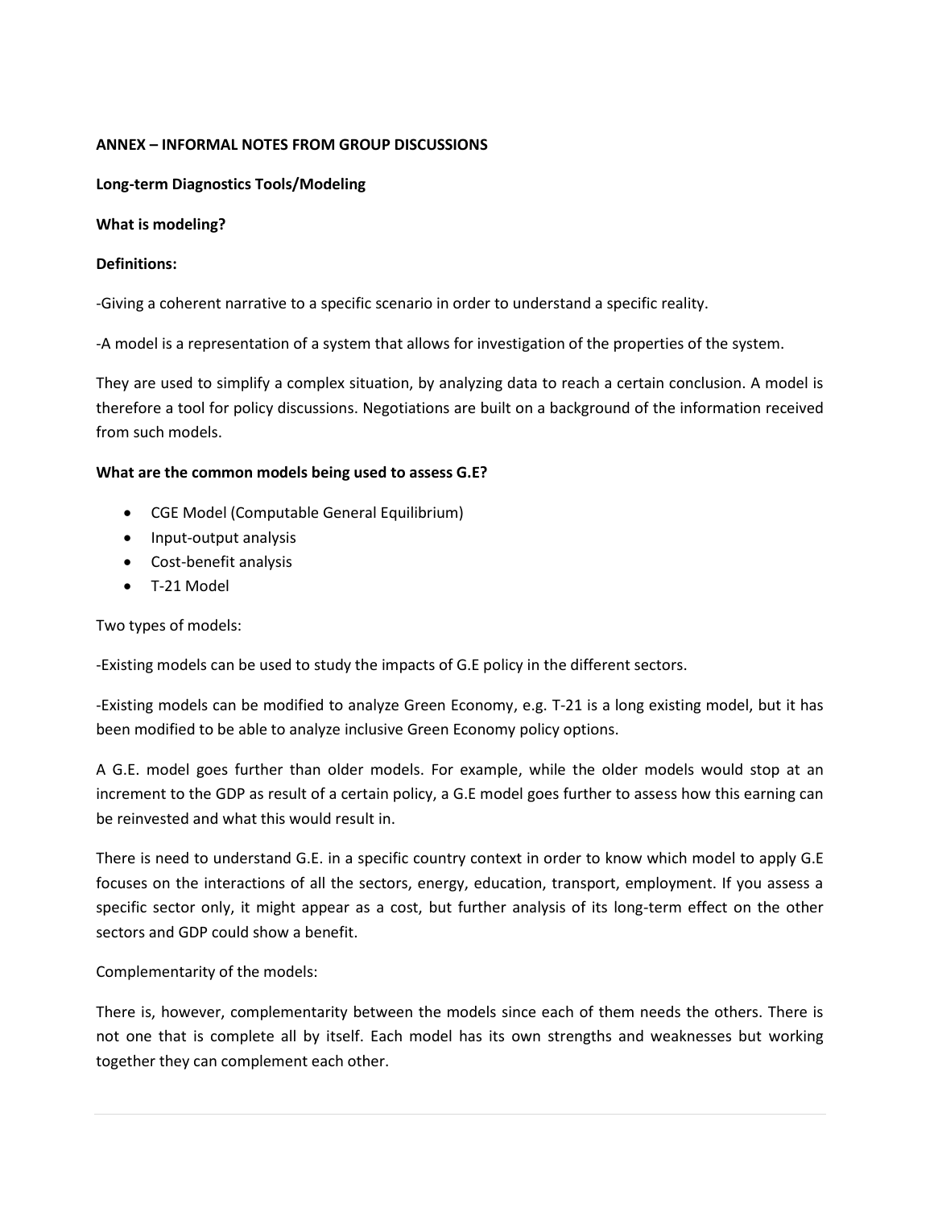**ANNEX – INFORMAL NOTES FROM GROUP DISCUSSIONS**

**Long-term Diagnostics Tools/Modeling**

**What is modeling?**

**Definitions:**

-Giving a coherent narrative to a specific scenario in order to understand a specific reality.

-A model is a representation of a system that allows for investigation of the properties of the system.

They are used to simplify a complex situation, by analyzing data to reach a certain conclusion. A model is therefore a tool for policy discussions. Negotiations are built on a background of the information received from such models.

**What are the common models being used to assess G.E?**

- CGE Model (Computable General Equilibrium)
- Input-output analysis
- Cost-benefit analysis
- T-21 Model

Two types of models:

-Existing models can be used to study the impacts of G.E policy in the different sectors.

-Existing models can be modified to analyze Green Economy, e.g. T-21 is a long existing model, but it has been modified to be able to analyze inclusive Green Economy policy options.

A G.E. model goes further than older models. For example, while the older models would stop at an increment to the GDP as result of a certain policy, a G.E model goes further to assess how this earning can be reinvested and what this would result in.

There is need to understand G.E. in a specific country context in order to know which model to apply G.E focuses on the interactions of all the sectors, energy, education, transport, employment. If you assess a specific sector only, it might appear as a cost, but further analysis of its long-term effect on the other sectors and GDP could show a benefit.

Complementarity of the models:

There is, however, complementarity between the models since each of them needs the others. There is not one that is complete all by itself. Each model has its own strengths and weaknesses but working together they can complement each other.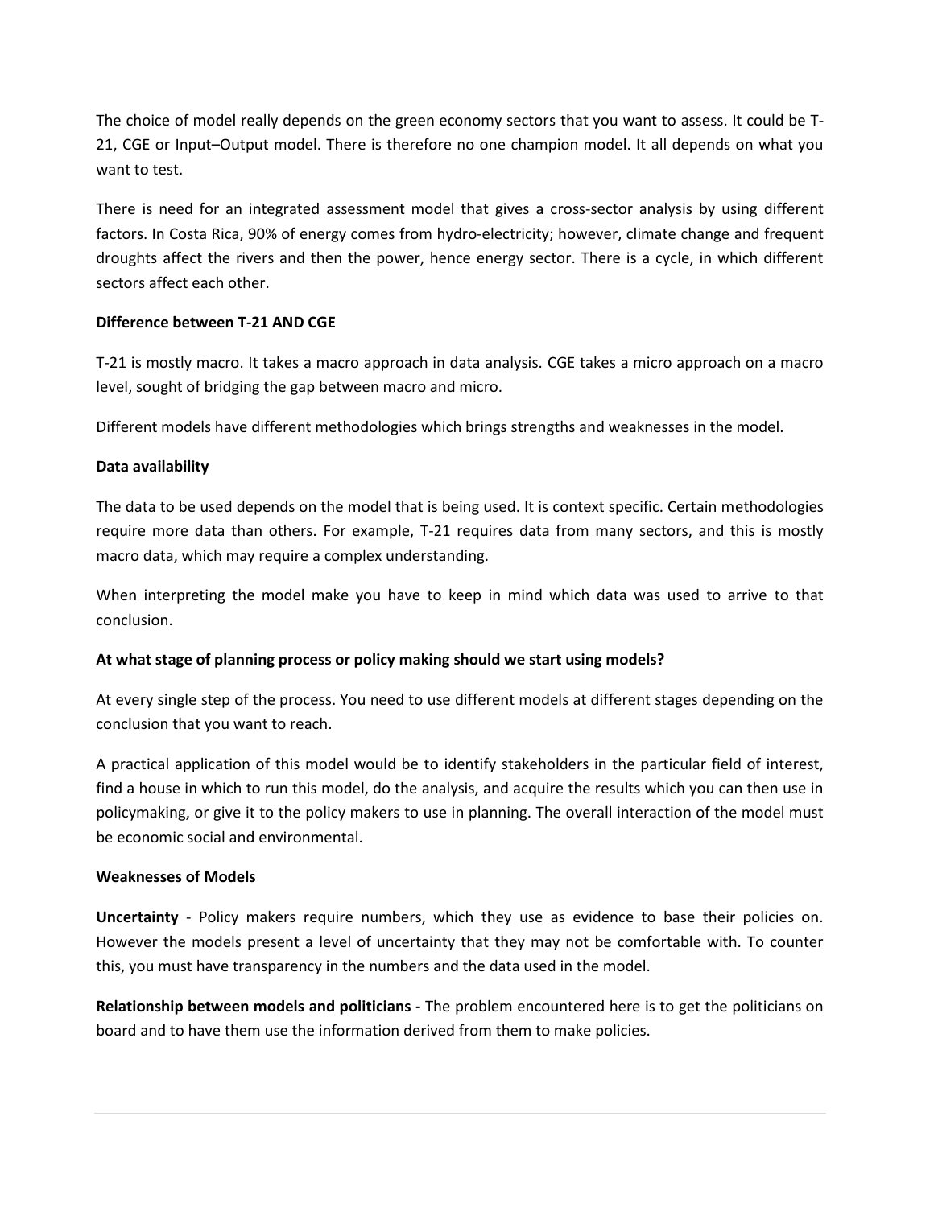The choice of model really depends on the green economy sectors that you want to assess. It could be T-21, CGE or Input–Output model. There is therefore no one champion model. It all depends on what you want to test.

There is need for an integrated assessment model that gives a cross-sector analysis by using different factors. In Costa Rica, 90% of energy comes from hydro-electricity; however, climate change and frequent droughts affect the rivers and then the power, hence energy sector. There is a cycle, in which different sectors affect each other.

**Difference between T-21 AND CGE**

T-21 is mostly macro. It takes a macro approach in data analysis. CGE takes a micro approach on a macro level, sought of bridging the gap between macro and micro.

Different models have different methodologies which brings strengths and weaknesses in the model.

**Data availability**

The data to be used depends on the model that is being used. It is context specific. Certain methodologies require more data than others. For example, T-21 requires data from many sectors, and this is mostly macro data, which may require a complex understanding.

When interpreting the model make you have to keep in mind which data was used to arrive to that conclusion.

**At what stage of planning process or policy making should we start using models?**

At every single step of the process. You need to use different models at different stages depending on the conclusion that you want to reach.

A practical application of this model would be to identify stakeholders in the particular field of interest, find a house in which to run this model, do the analysis, and acquire the results which you can then use in policymaking, or give it to the policy makers to use in planning. The overall interaction of the model must be economic social and environmental.

**Weaknesses of Models**

**Uncertainty** - Policy makers require numbers, which they use as evidence to base their policies on. However the models present a level of uncertainty that they may not be comfortable with. To counter this, you must have transparency in the numbers and the data used in the model.

**Relationship between models and politicians -** The problem encountered here is to get the politicians on board and to have them use the information derived from them to make policies.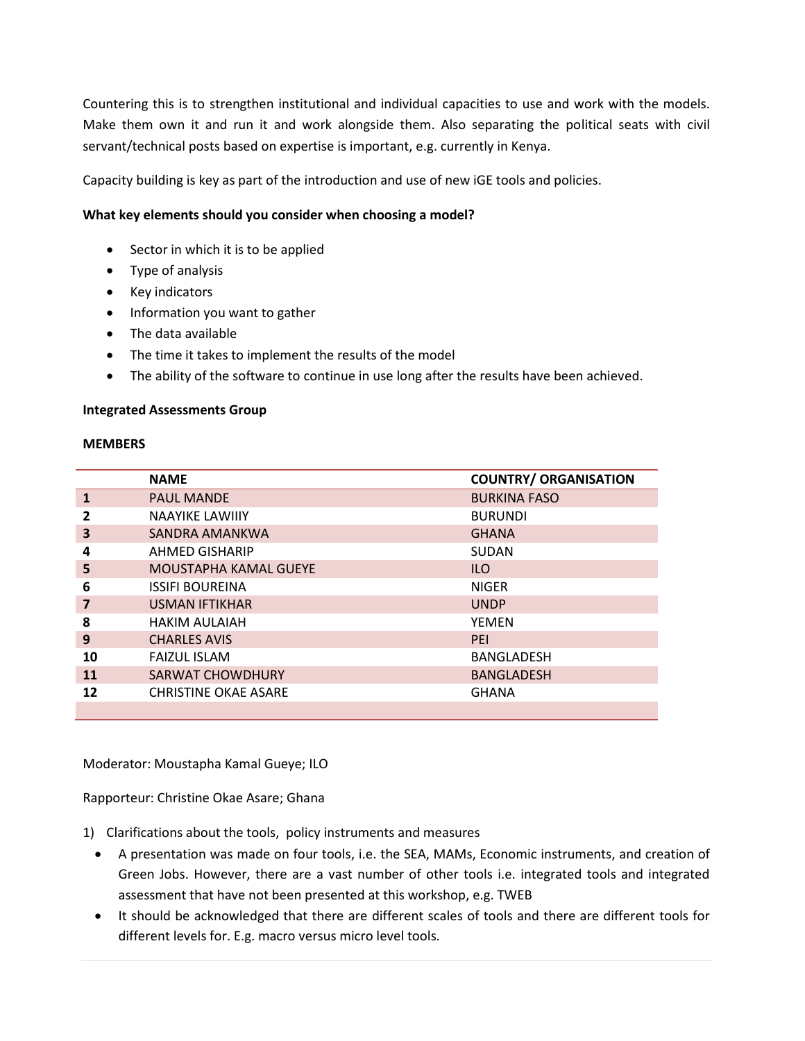Countering this is to strengthen institutional and individual capacities to use and work with the models. Make them own it and run it and work alongside them. Also separating the political seats with civil servant/technical posts based on expertise is important, e.g. currently in Kenya.

Capacity building is key as part of the introduction and use of new iGE tools and policies.

**What key elements should you consider when choosing a model?**

- Sector in which it is to be applied
- Type of analysis
- Key indicators
- Information you want to gather
- The data available
- The time it takes to implement the results of the model
- The ability of the software to continue in use long after the results have been achieved.

**Integrated Assessments Group**

**MEMBERS**

| | NAME | COUNTRY/ ORGANISATION |
|---|---|---|
| 1 | PAUL MANDE | BURKINA FASO |
| 2 | NAAYIKE LAWIIIY | BURUNDI |
| 3 | SANDRA AMANKWA | GHANA |
| 4 | AHMED GISHARIP | SUDAN |
| 5 | MOUSTAPHA KAMAL GUEYE | ILO |
| 6 | ISSIFI BOUREINA | NIGER |
| 7 | USMAN IFTIKHAR | UNDP |
| 8 | HAKIM AULAIAH | YEMEN |
| 9 | CHARLES AVIS | PEI |
| 10 | FAIZUL ISLAM | BANGLADESH |
| 11 | SARWAT CHOWDHURY | BANGLADESH |
| 12 | CHRISTINE OKAE ASARE | GHANA |
| | | |

Moderator: Moustapha Kamal Gueye; ILO

Rapporteur: Christine Okae Asare; Ghana

1) Clarifications about the tools, policy instruments and measures
   - A presentation was made on four tools, i.e. the SEA, MAMs, Economic instruments, and creation of Green Jobs. However, there are a vast number of other tools i.e. integrated tools and integrated assessment that have not been presented at this workshop, e.g. TWEB
   - It should be acknowledged that there are different scales of tools and there are different tools for different levels for. E.g. macro versus micro level tools.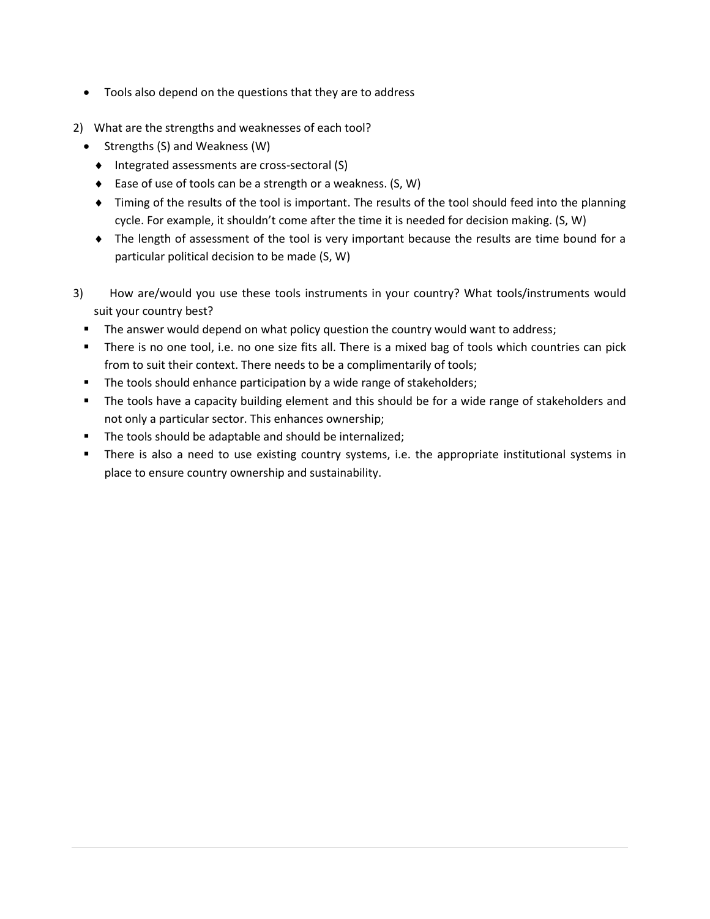- Tools also depend on the questions that they are to address

2) What are the strengths and weaknesses of each tool?
   - Strengths (S) and Weakness (W)
     - Integrated assessments are cross-sectoral (S)
     - Ease of use of tools can be a strength or a weakness. (S, W)
     - Timing of the results of the tool is important. The results of the tool should feed into the planning cycle. For example, it shouldn't come after the time it is needed for decision making. (S, W)
     - The length of assessment of the tool is very important because the results are time bound for a particular political decision to be made (S, W)

3) How are/would you use these tools instruments in your country? What tools/instruments would suit your country best?
   - The answer would depend on what policy question the country would want to address;
   - There is no one tool, i.e. no one size fits all. There is a mixed bag of tools which countries can pick from to suit their context. There needs to be a complimentarily of tools;
   - The tools should enhance participation by a wide range of stakeholders;
   - The tools have a capacity building element and this should be for a wide range of stakeholders and not only a particular sector. This enhances ownership;
   - The tools should be adaptable and should be internalized;
   - There is also a need to use existing country systems, i.e. the appropriate institutional systems in place to ensure country ownership and sustainability.